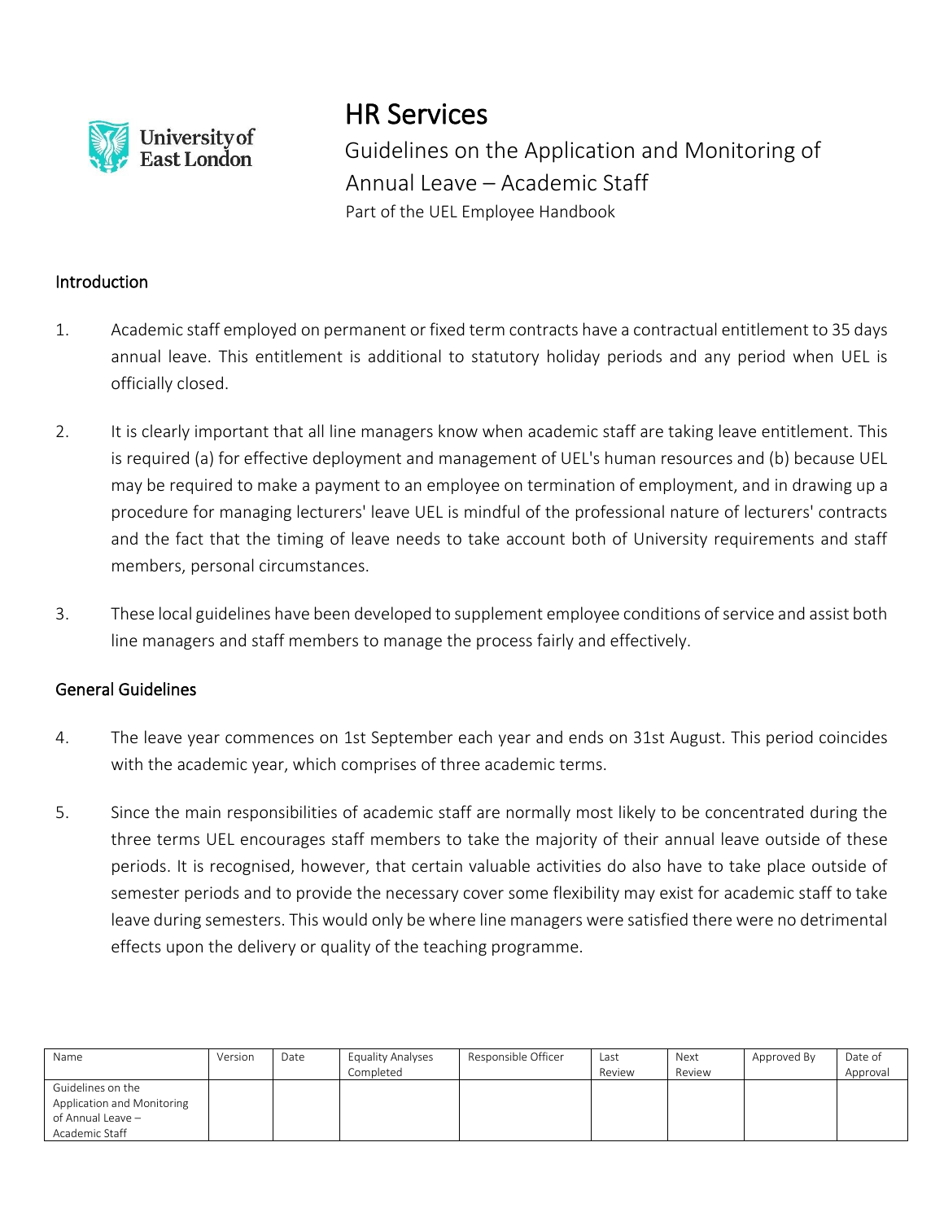# HR Services

## Guidelines on the Application and Monitoring of Annual Leave – Academic Staff

Part of the UEL Employee Handbook

### Introduction

1. Academic staff employed on permanent or fixed term contracts have a contractual entitlement to 35 days annual leave. This entitlement is additional to statutory holiday periods and any period when UEL is officially closed.

2. It is clearly important that all line managers know when academic staff are taking leave entitlement. This is required (a) for effective deployment and management of UEL's human resources and (b) because UEL may be required to make a payment to an employee on termination of employment, and in drawing up a procedure for managing lecturers' leave UEL is mindful of the professional nature of lecturers' contracts and the fact that the timing of leave needs to take account both of University requirements and staff members, personal circumstances.

3. These local guidelines have been developed to supplement employee conditions of service and assist both line managers and staff members to manage the process fairly and effectively.

### General Guidelines

4. The leave year commences on 1st September each year and ends on 31st August. This period coincides with the academic year, which comprises of three academic terms.

5. Since the main responsibilities of academic staff are normally most likely to be concentrated during the three terms UEL encourages staff members to take the majority of their annual leave outside of these periods. It is recognised, however, that certain valuable activities do also have to take place outside of semester periods and to provide the necessary cover some flexibility may exist for academic staff to take leave during semesters. This would only be where line managers were satisfied there were no detrimental effects upon the delivery or quality of the teaching programme.

| Name | Version | Date | Equality Analyses Completed | Responsible Officer | Last Review | Next Review | Approved By | Date of Approval |
|---|---|---|---|---|---|---|---|---|
| Guidelines on the Application and Monitoring of Annual Leave – Academic Staff | | | | | | | | |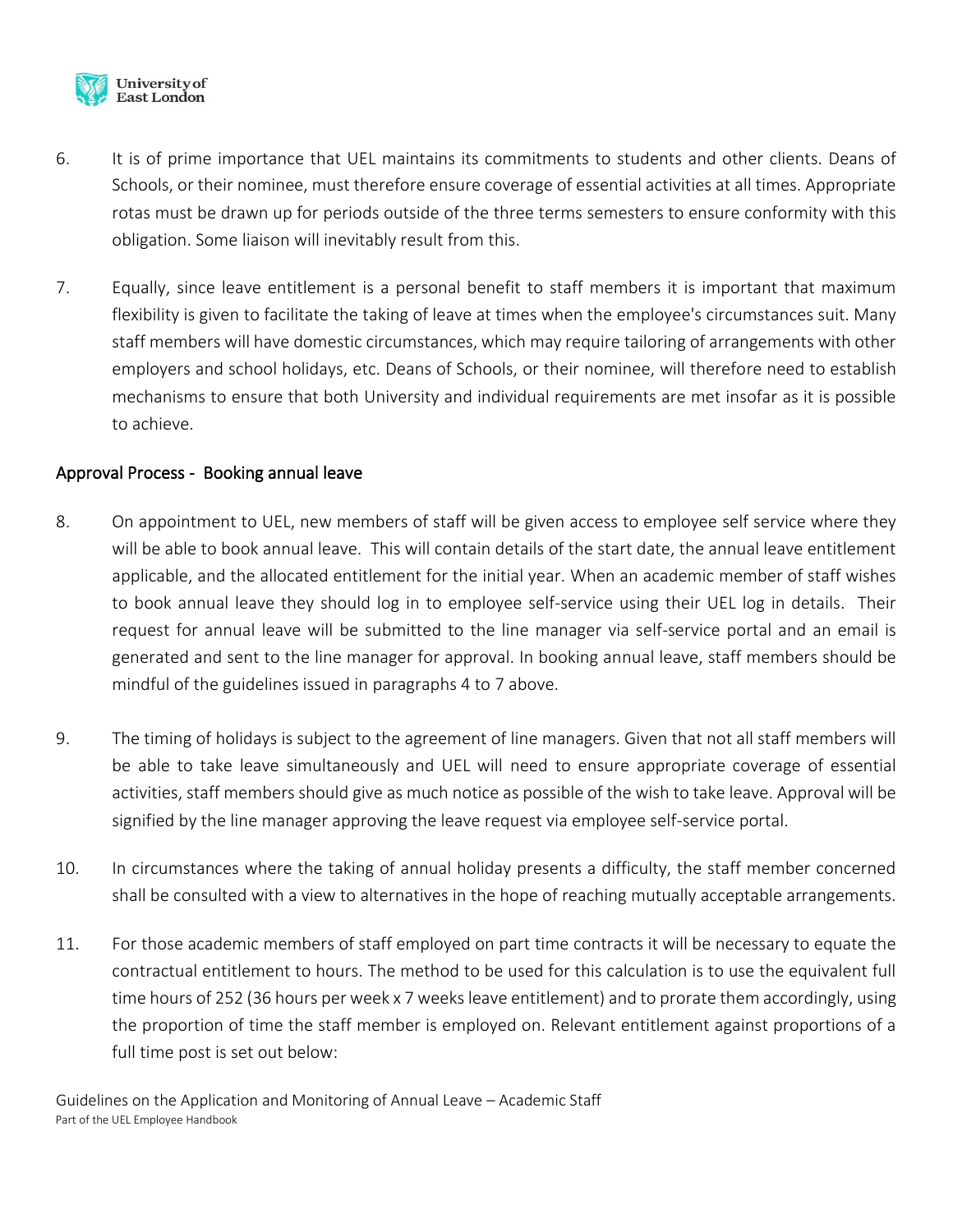6. It is of prime importance that UEL maintains its commitments to students and other clients. Deans of Schools, or their nominee, must therefore ensure coverage of essential activities at all times. Appropriate rotas must be drawn up for periods outside of the three terms semesters to ensure conformity with this obligation. Some liaison will inevitably result from this.

7. Equally, since leave entitlement is a personal benefit to staff members it is important that maximum flexibility is given to facilitate the taking of leave at times when the employee's circumstances suit. Many staff members will have domestic circumstances, which may require tailoring of arrangements with other employers and school holidays, etc. Deans of Schools, or their nominee, will therefore need to establish mechanisms to ensure that both University and individual requirements are met insofar as it is possible to achieve.

## Approval Process - Booking annual leave

8. On appointment to UEL, new members of staff will be given access to employee self service where they will be able to book annual leave. This will contain details of the start date, the annual leave entitlement applicable, and the allocated entitlement for the initial year. When an academic member of staff wishes to book annual leave they should log in to employee self-service using their UEL log in details. Their request for annual leave will be submitted to the line manager via self-service portal and an email is generated and sent to the line manager for approval. In booking annual leave, staff members should be mindful of the guidelines issued in paragraphs 4 to 7 above.

9. The timing of holidays is subject to the agreement of line managers. Given that not all staff members will be able to take leave simultaneously and UEL will need to ensure appropriate coverage of essential activities, staff members should give as much notice as possible of the wish to take leave. Approval will be signified by the line manager approving the leave request via employee self-service portal.

10. In circumstances where the taking of annual holiday presents a difficulty, the staff member concerned shall be consulted with a view to alternatives in the hope of reaching mutually acceptable arrangements.

11. For those academic members of staff employed on part time contracts it will be necessary to equate the contractual entitlement to hours. The method to be used for this calculation is to use the equivalent full time hours of 252 (36 hours per week x 7 weeks leave entitlement) and to prorate them accordingly, using the proportion of time the staff member is employed on. Relevant entitlement against proportions of a full time post is set out below: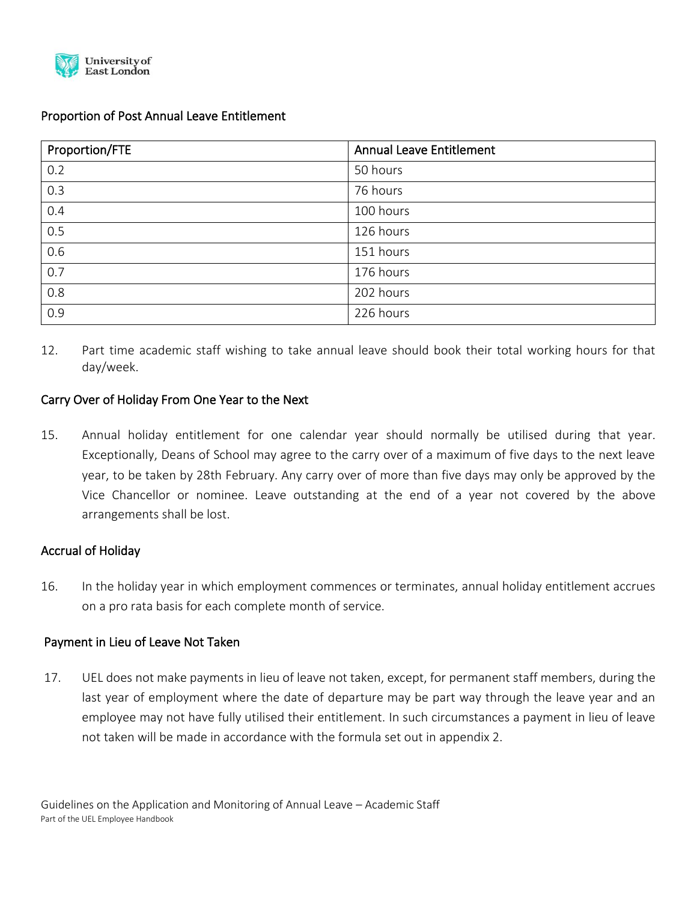## Proportion of Post Annual Leave Entitlement

| Proportion/FTE | Annual Leave Entitlement |
|---|---|
| 0.2 | 50 hours |
| 0.3 | 76 hours |
| 0.4 | 100 hours |
| 0.5 | 126 hours |
| 0.6 | 151 hours |
| 0.7 | 176 hours |
| 0.8 | 202 hours |
| 0.9 | 226 hours |

12. Part time academic staff wishing to take annual leave should book their total working hours for that day/week.

## Carry Over of Holiday From One Year to the Next

15. Annual holiday entitlement for one calendar year should normally be utilised during that year. Exceptionally, Deans of School may agree to the carry over of a maximum of five days to the next leave year, to be taken by 28th February. Any carry over of more than five days may only be approved by the Vice Chancellor or nominee. Leave outstanding at the end of a year not covered by the above arrangements shall be lost.

## Accrual of Holiday

16. In the holiday year in which employment commences or terminates, annual holiday entitlement accrues on a pro rata basis for each complete month of service.

## Payment in Lieu of Leave Not Taken

17. UEL does not make payments in lieu of leave not taken, except, for permanent staff members, during the last year of employment where the date of departure may be part way through the leave year and an employee may not have fully utilised their entitlement. In such circumstances a payment in lieu of leave not taken will be made in accordance with the formula set out in appendix 2.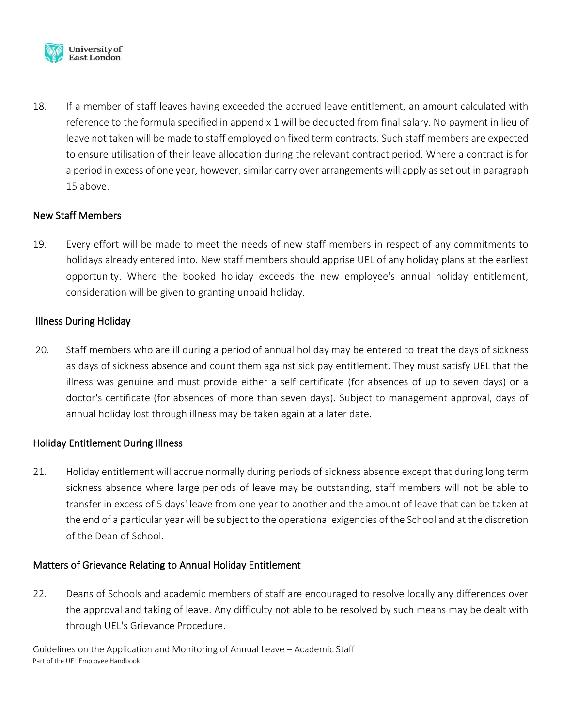18. If a member of staff leaves having exceeded the accrued leave entitlement, an amount calculated with reference to the formula specified in appendix 1 will be deducted from final salary. No payment in lieu of leave not taken will be made to staff employed on fixed term contracts. Such staff members are expected to ensure utilisation of their leave allocation during the relevant contract period. Where a contract is for a period in excess of one year, however, similar carry over arrangements will apply as set out in paragraph 15 above.

## New Staff Members

19. Every effort will be made to meet the needs of new staff members in respect of any commitments to holidays already entered into. New staff members should apprise UEL of any holiday plans at the earliest opportunity. Where the booked holiday exceeds the new employee's annual holiday entitlement, consideration will be given to granting unpaid holiday.

## Illness During Holiday

20. Staff members who are ill during a period of annual holiday may be entered to treat the days of sickness as days of sickness absence and count them against sick pay entitlement. They must satisfy UEL that the illness was genuine and must provide either a self certificate (for absences of up to seven days) or a doctor's certificate (for absences of more than seven days). Subject to management approval, days of annual holiday lost through illness may be taken again at a later date.

## Holiday Entitlement During Illness

21. Holiday entitlement will accrue normally during periods of sickness absence except that during long term sickness absence where large periods of leave may be outstanding, staff members will not be able to transfer in excess of 5 days' leave from one year to another and the amount of leave that can be taken at the end of a particular year will be subject to the operational exigencies of the School and at the discretion of the Dean of School.

## Matters of Grievance Relating to Annual Holiday Entitlement

22. Deans of Schools and academic members of staff are encouraged to resolve locally any differences over the approval and taking of leave. Any difficulty not able to be resolved by such means may be dealt with through UEL's Grievance Procedure.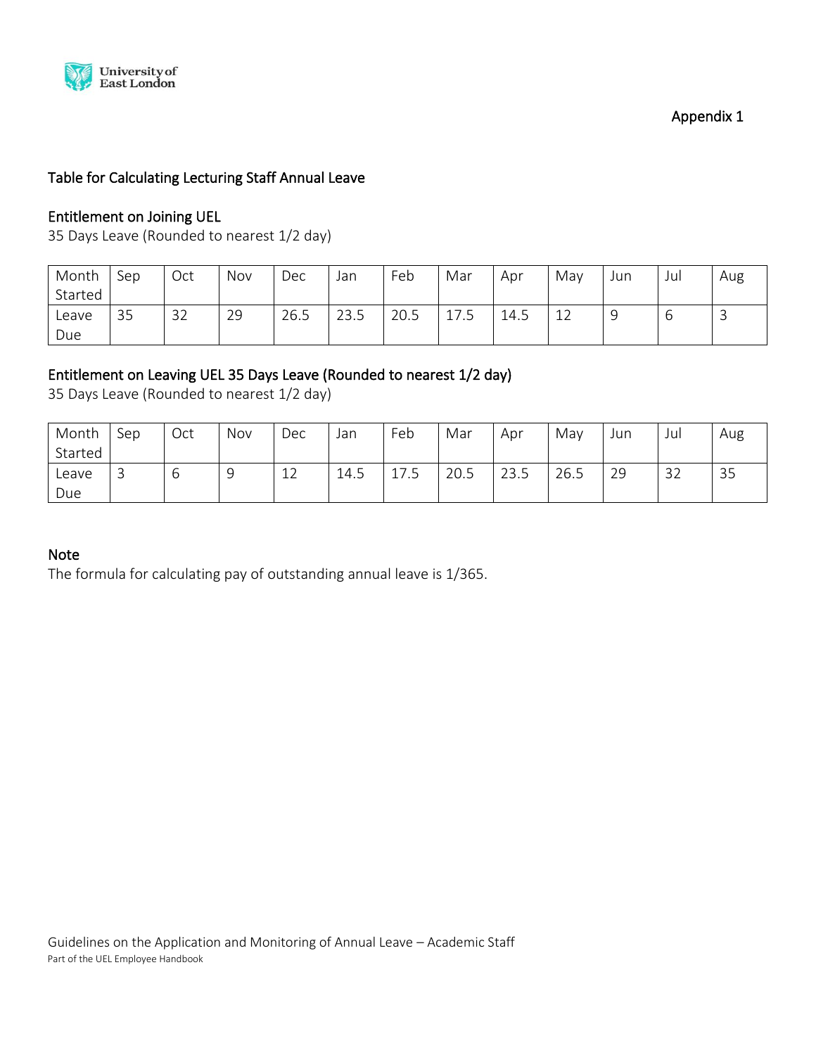Appendix 1

## Table for Calculating Lecturing Staff Annual Leave

### Entitlement on Joining UEL

35 Days Leave (Rounded to nearest 1/2 day)

| Month Started | Sep | Oct | Nov | Dec | Jan | Feb | Mar | Apr | May | Jun | Jul | Aug |
|---|---|---|---|---|---|---|---|---|---|---|---|---|
| Leave Due | 35 | 32 | 29 | 26.5 | 23.5 | 20.5 | 17.5 | 14.5 | 12 | 9 | 6 | 3 |

### Entitlement on Leaving UEL 35 Days Leave (Rounded to nearest 1/2 day)

35 Days Leave (Rounded to nearest 1/2 day)

| Month Started | Sep | Oct | Nov | Dec | Jan | Feb | Mar | Apr | May | Jun | Jul | Aug |
|---|---|---|---|---|---|---|---|---|---|---|---|---|
| Leave Due | 3 | 6 | 9 | 12 | 14.5 | 17.5 | 20.5 | 23.5 | 26.5 | 29 | 32 | 35 |

### Note

The formula for calculating pay of outstanding annual leave is 1/365.